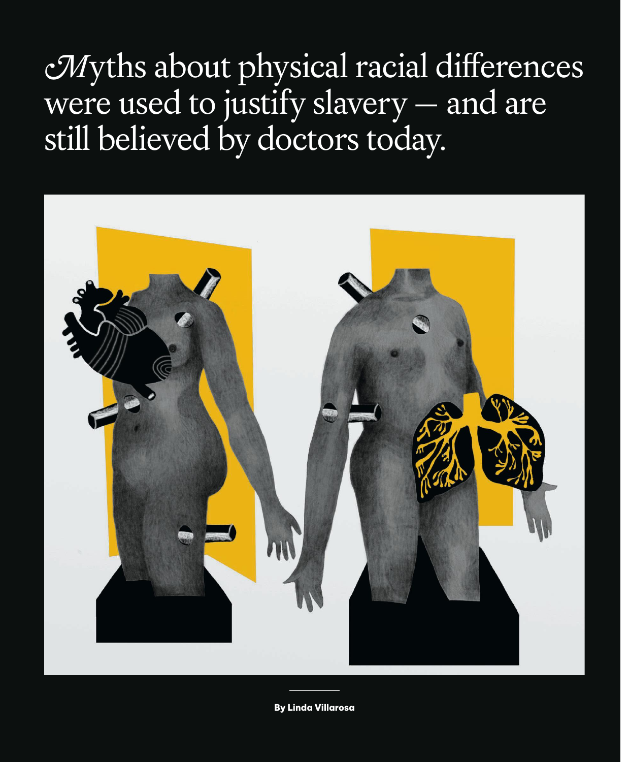# Myths about physical racial differences were used to justify slavery — and are still believed by doctors today.

**By Linda Villarosa**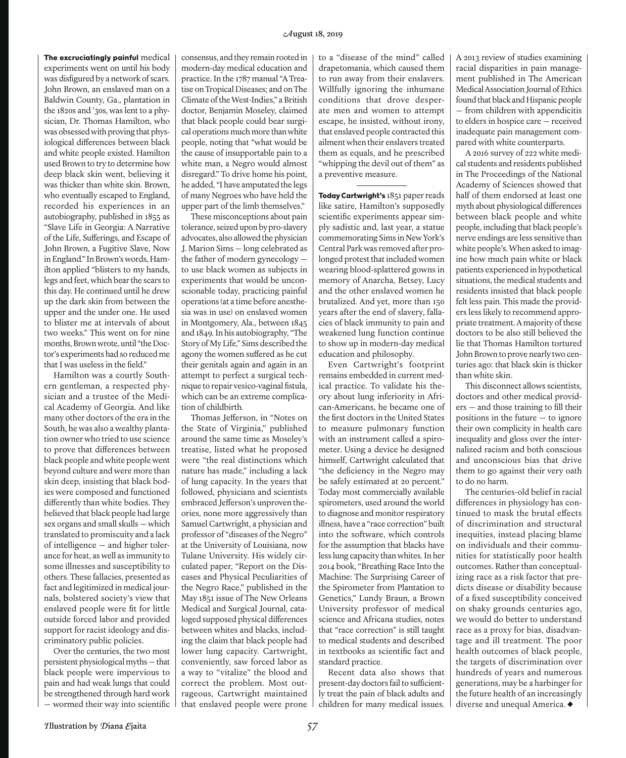**The excruciatingly painful** medical experiments went on until his body was disfigured by a network of scars. John Brown, an enslaved man on a Baldwin County, Ga., plantation in the 1820s and '30s, was lent to a physician, Dr. Thomas Hamilton, who was obsessed with proving that physiological differences between black and white people existed. Hamilton used Brown to try to determine how deep black skin went, believing it was thicker than white skin. Brown, who eventually escaped to England, recorded his experiences in an autobiography, published in 1855 as "Slave Life in Georgia: A Narrative of the Life, Sufferings, and Escape of John Brown, a Fugitive Slave, Now in England." In Brown's words, Hamilton applied "blisters to my hands, legs and feet, which bear the scars to this day. He continued until he drew up the dark skin from between the upper and the under one. He used to blister me at intervals of about two weeks." This went on for nine months, Brown wrote, until "the Doctor's experiments had so reduced me that I was useless in the field."

Hamilton was a courtly Southern gentleman, a respected physician and a trustee of the Medical Academy of Georgia. And like many other doctors of the era in the South, he was also a wealthy plantation owner who tried to use science to prove that differences between black people and white people went beyond culture and were more than skin deep, insisting that black bodies were composed and functioned differently than white bodies. They believed that black people had large sex organs and small skulls — which translated to promiscuity and a lack of intelligence — and higher tolerance for heat, as well as immunity to some illnesses and susceptibility to others. These fallacies, presented as fact and legitimized in medical journals, bolstered society's view that enslaved people were fit for little outside forced labor and provided support for racist ideology and discriminatory public policies.

Over the centuries, the two most persistent physiological myths — that black people were impervious to pain and had weak lungs that could be strengthened through hard work — wormed their way into scientific consensus, and they remain rooted in modern-day medical education and practice. In the 1787 manual "A Treatise on Tropical Diseases; and on The Climate of the West-Indies," a British doctor, Benjamin Moseley, claimed that black people could bear surgical operations much more than white people, noting that "what would be the cause of insupportable pain to a white man, a Negro would almost disregard." To drive home his point, he added, "I have amputated the legs of many Negroes who have held the upper part of the limb themselves."

These misconceptions about pain tolerance, seized upon by pro-slavery advocates, also allowed the physician J. Marion Sims — long celebrated as the father of modern gynecology — to use black women as subjects in experiments that would be unconscionable today, practicing painful operations (at a time before anesthesia was in use) on enslaved women in Montgomery, Ala., between 1845 and 1849. In his autobiography, "The Story of My Life," Sims described the agony the women suffered as he cut their genitals again and again in an attempt to perfect a surgical technique to repair vesico-vaginal fistula, which can be an extreme complication of childbirth.

Thomas Jefferson, in "Notes on the State of Virginia," published around the same time as Moseley's treatise, listed what he proposed were "the real distinctions which nature has made," including a lack of lung capacity. In the years that followed, physicians and scientists embraced Jefferson's unproven theories, none more aggressively than Samuel Cartwright, a physician and professor of "diseases of the Negro" at the University of Louisiana, now Tulane University. His widely circulated paper, "Report on the Diseases and Physical Peculiarities of the Negro Race," published in the May 1851 issue of The New Orleans Medical and Surgical Journal, cataloged supposed physical differences between whites and blacks, including the claim that black people had lower lung capacity. Cartwright, conveniently, saw forced labor as a way to "vitalize" the blood and correct the problem. Most outrageous, Cartwright maintained that enslaved people were prone to a "disease of the mind" called drapetomania, which caused them to run away from their enslavers. Willfully ignoring the inhumane conditions that drove desperate men and women to attempt escape, he insisted, without irony, that enslaved people contracted this ailment when their enslavers treated them as equals, and he prescribed "whipping the devil out of them" as a preventive measure.

---

**Today Cartwright's** 1851 paper reads like satire, Hamilton's supposedly scientific experiments appear simply sadistic and, last year, a statue commemorating Sims in New York's Central Park was removed after prolonged protest that included women wearing blood-splattered gowns in memory of Anarcha, Betsey, Lucy and the other enslaved women he brutalized. And yet, more than 150 years after the end of slavery, fallacies of black immunity to pain and weakened lung function continue to show up in modern-day medical education and philosophy.

Even Cartwright's footprint remains embedded in current medical practice. To validate his theory about lung inferiority in African-Americans, he became one of the first doctors in the United States to measure pulmonary function with an instrument called a spirometer. Using a device he designed himself, Cartwright calculated that "the deficiency in the Negro may be safely estimated at 20 percent." Today most commercially available spirometers, used around the world to diagnose and monitor respiratory illness, have a "race correction" built into the software, which controls for the assumption that blacks have less lung capacity than whites. In her 2014 book, "Breathing Race Into the Machine: The Surprising Career of the Spirometer from Plantation to Genetics," Lundy Braun, a Brown University professor of medical science and Africana studies, notes that "race correction" is still taught to medical students and described in textbooks as scientific fact and standard practice.

Recent data also shows that present-day doctors fail to sufficiently treat the pain of black adults and children for many medical issues. A 2013 review of studies examining racial disparities in pain management published in The American Medical Association Journal of Ethics found that black and Hispanic people — from children with appendicitis to elders in hospice care — received inadequate pain management compared with white counterparts.

A 2016 survey of 222 white medical students and residents published in The Proceedings of the National Academy of Sciences showed that half of them endorsed at least one myth about physiological differences between black people and white people, including that black people's nerve endings are less sensitive than white people's. When asked to imagine how much pain white or black patients experienced in hypothetical situations, the medical students and residents insisted that black people felt less pain. This made the providers less likely to recommend appropriate treatment. A majority of these doctors to be also still believed the lie that Thomas Hamilton tortured John Brown to prove nearly two centuries ago: that black skin is thicker than white skin.

This disconnect allows scientists, doctors and other medical providers — and those training to fill their positions in the future — to ignore their own complicity in health care inequality and gloss over the internalized racism and both conscious and unconscious bias that drive them to go against their very oath to do no harm.

The centuries-old belief in racial differences in physiology has continued to mask the brutal effects of discrimination and structural inequities, instead placing blame on individuals and their communities for statistically poor health outcomes. Rather than conceptualizing race as a risk factor that predicts disease or disability because of a fixed susceptibility conceived on shaky grounds centuries ago, we would do better to understand race as a proxy for bias, disadvantage and ill treatment. The poor health outcomes of black people, the targets of discrimination over hundreds of years and numerous generations, may be a harbinger for the future health of an increasingly diverse and unequal America. ◆

Illustration by Diana Ejaita